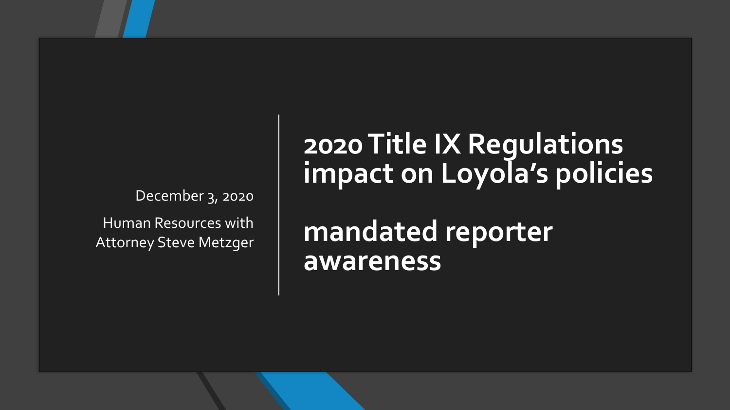# 2020 Title IX Regulations impact on Loyola's policies

# mandated reporter awareness

December 3, 2020

Human Resources with Attorney Steve Metzger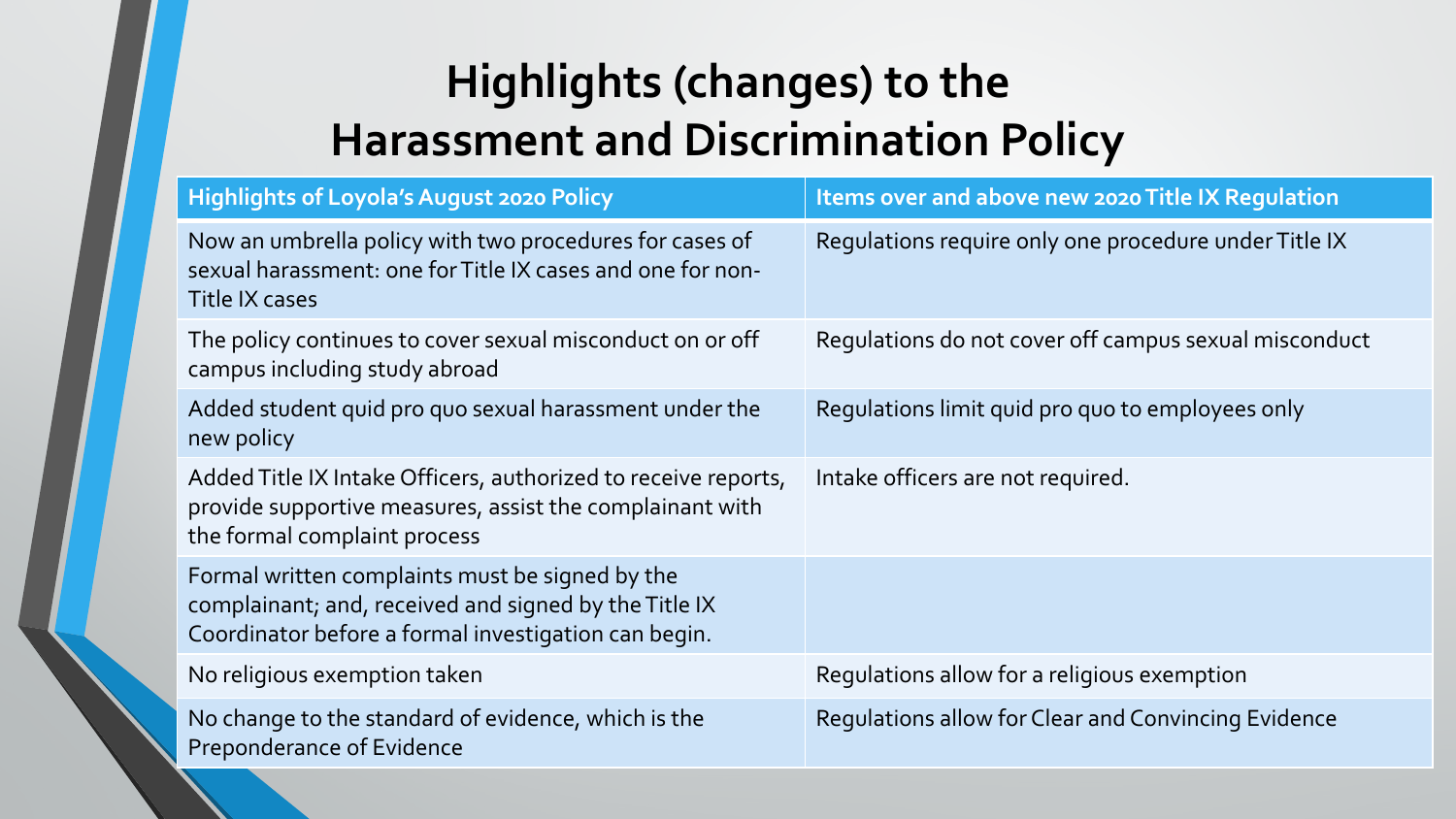# Highlights (changes) to the Harassment and Discrimination Policy

| Highlights of Loyola's August 2020 Policy | Items over and above new 2020 Title IX Regulation |
| --- | --- |
| Now an umbrella policy with two procedures for cases of sexual harassment: one for Title IX cases and one for non-Title IX cases | Regulations require only one procedure under Title IX |
| The policy continues to cover sexual misconduct on or off campus including study abroad | Regulations do not cover off campus sexual misconduct |
| Added student quid pro quo sexual harassment under the new policy | Regulations limit quid pro quo to employees only |
| Added Title IX Intake Officers, authorized to receive reports, provide supportive measures, assist the complainant with the formal complaint process | Intake officers are not required. |
| Formal written complaints must be signed by the complainant; and, received and signed by the Title IX Coordinator before a formal investigation can begin. | |
| No religious exemption taken | Regulations allow for a religious exemption |
| No change to the standard of evidence, which is the Preponderance of Evidence | Regulations allow for Clear and Convincing Evidence |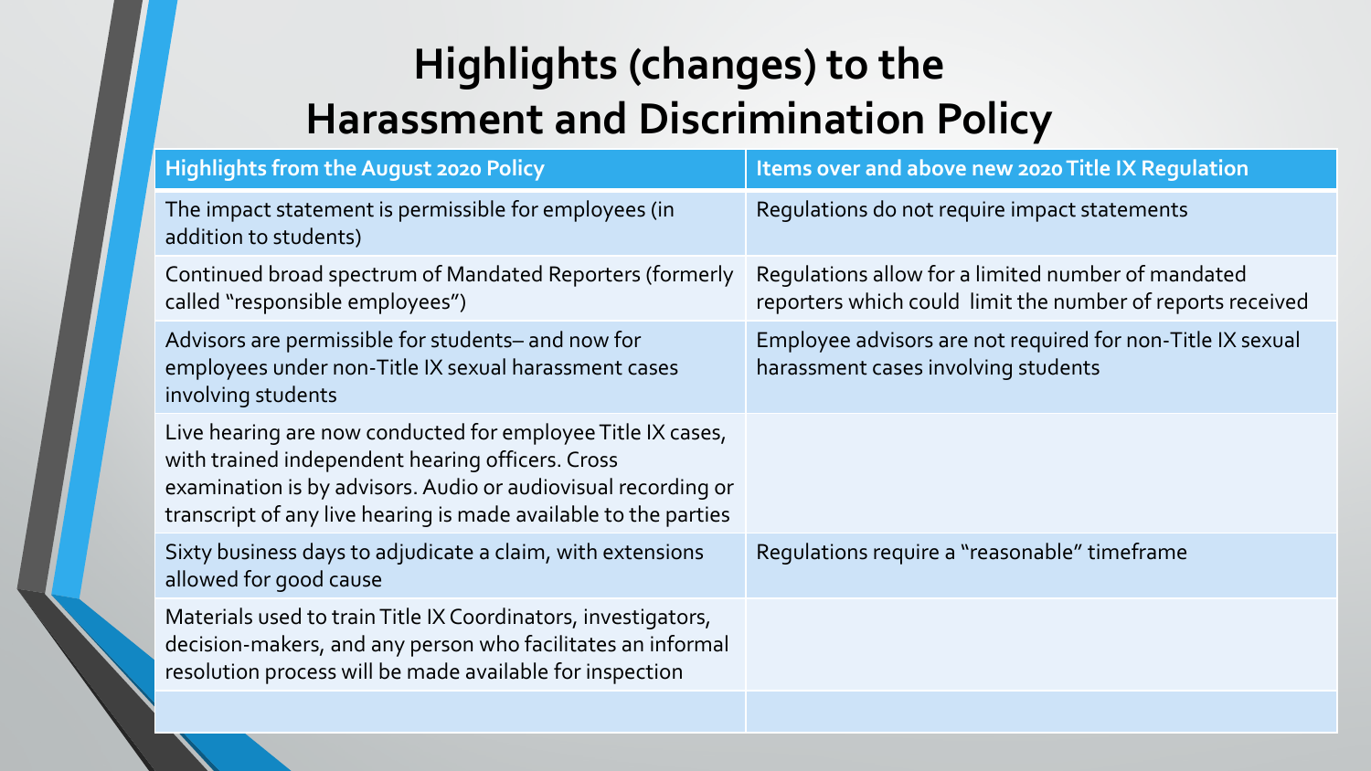# Highlights (changes) to the Harassment and Discrimination Policy

| Highlights from the August 2020 Policy | Items over and above new 2020 Title IX Regulation |
|---|---|
| The impact statement is permissible for employees (in addition to students) | Regulations do not require impact statements |
| Continued broad spectrum of Mandated Reporters (formerly called "responsible employees") | Regulations allow for a limited number of mandated reporters which could limit the number of reports received |
| Advisors are permissible for students– and now for employees under non-Title IX sexual harassment cases involving students | Employee advisors are not required for non-Title IX sexual harassment cases involving students |
| Live hearing are now conducted for employee Title IX cases, with trained independent hearing officers. Cross examination is by advisors. Audio or audiovisual recording or transcript of any live hearing is made available to the parties | |
| Sixty business days to adjudicate a claim, with extensions allowed for good cause | Regulations require a "reasonable" timeframe |
| Materials used to train Title IX Coordinators, investigators, decision-makers, and any person who facilitates an informal resolution process will be made available for inspection | |
| | |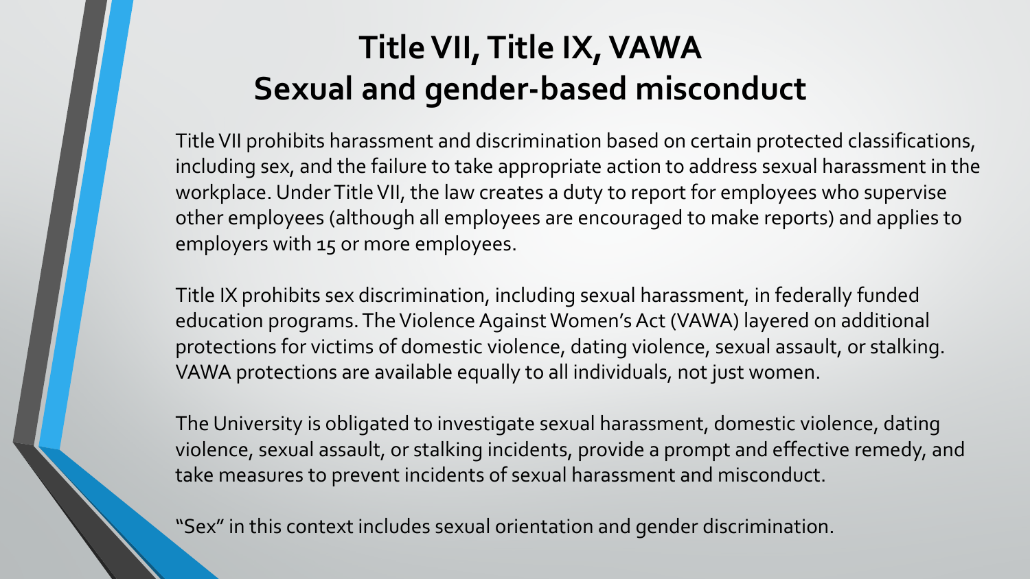# Title VII, Title IX, VAWA
# Sexual and gender-based misconduct

Title VII prohibits harassment and discrimination based on certain protected classifications, including sex, and the failure to take appropriate action to address sexual harassment in the workplace. Under Title VII, the law creates a duty to report for employees who supervise other employees (although all employees are encouraged to make reports) and applies to employers with 15 or more employees.

Title IX prohibits sex discrimination, including sexual harassment, in federally funded education programs. The Violence Against Women's Act (VAWA) layered on additional protections for victims of domestic violence, dating violence, sexual assault, or stalking. VAWA protections are available equally to all individuals, not just women.

The University is obligated to investigate sexual harassment, domestic violence, dating violence, sexual assault, or stalking incidents, provide a prompt and effective remedy, and take measures to prevent incidents of sexual harassment and misconduct.

"Sex" in this context includes sexual orientation and gender discrimination.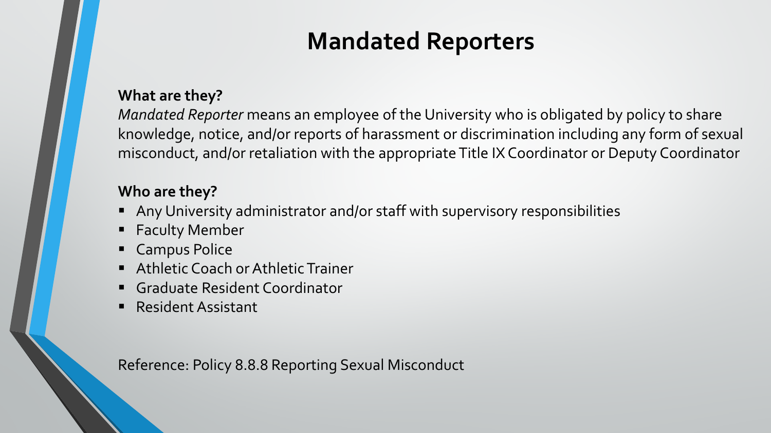# Mandated Reporters

**What are they?**

*Mandated Reporter* means an employee of the University who is obligated by policy to share knowledge, notice, and/or reports of harassment or discrimination including any form of sexual misconduct, and/or retaliation with the appropriate Title IX Coordinator or Deputy Coordinator

**Who are they?**

- Any University administrator and/or staff with supervisory responsibilities
- Faculty Member
- Campus Police
- Athletic Coach or Athletic Trainer
- Graduate Resident Coordinator
- Resident Assistant

Reference: Policy 8.8.8 Reporting Sexual Misconduct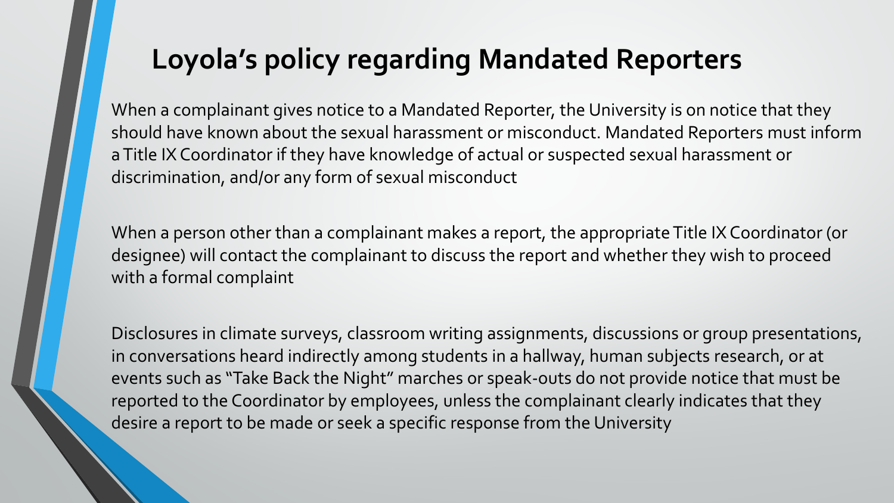# Loyola's policy regarding Mandated Reporters

When a complainant gives notice to a Mandated Reporter, the University is on notice that they should have known about the sexual harassment or misconduct. Mandated Reporters must inform a Title IX Coordinator if they have knowledge of actual or suspected sexual harassment or discrimination, and/or any form of sexual misconduct

When a person other than a complainant makes a report, the appropriate Title IX Coordinator (or designee) will contact the complainant to discuss the report and whether they wish to proceed with a formal complaint

Disclosures in climate surveys, classroom writing assignments, discussions or group presentations, in conversations heard indirectly among students in a hallway, human subjects research, or at events such as "Take Back the Night" marches or speak-outs do not provide notice that must be reported to the Coordinator by employees, unless the complainant clearly indicates that they desire a report to be made or seek a specific response from the University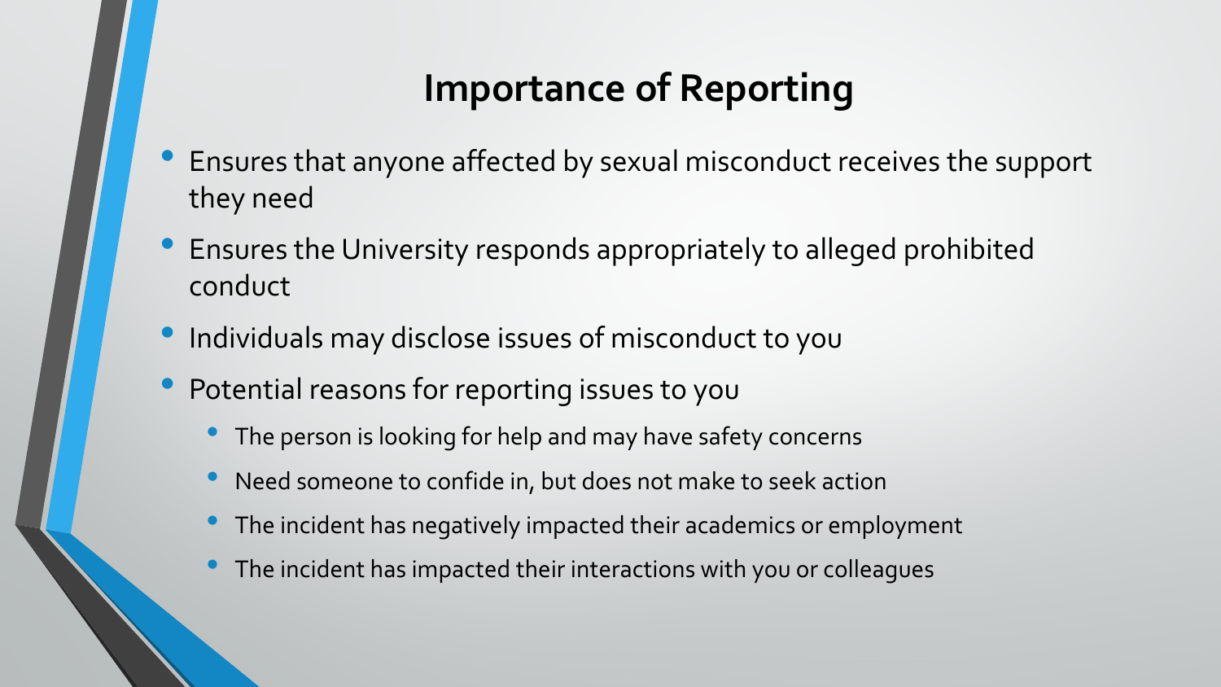# Importance of Reporting

- Ensures that anyone affected by sexual misconduct receives the support they need
- Ensures the University responds appropriately to alleged prohibited conduct
- Individuals may disclose issues of misconduct to you
- Potential reasons for reporting issues to you
  - The person is looking for help and may have safety concerns
  - Need someone to confide in, but does not make to seek action
  - The incident has negatively impacted their academics or employment
  - The incident has impacted their interactions with you or colleagues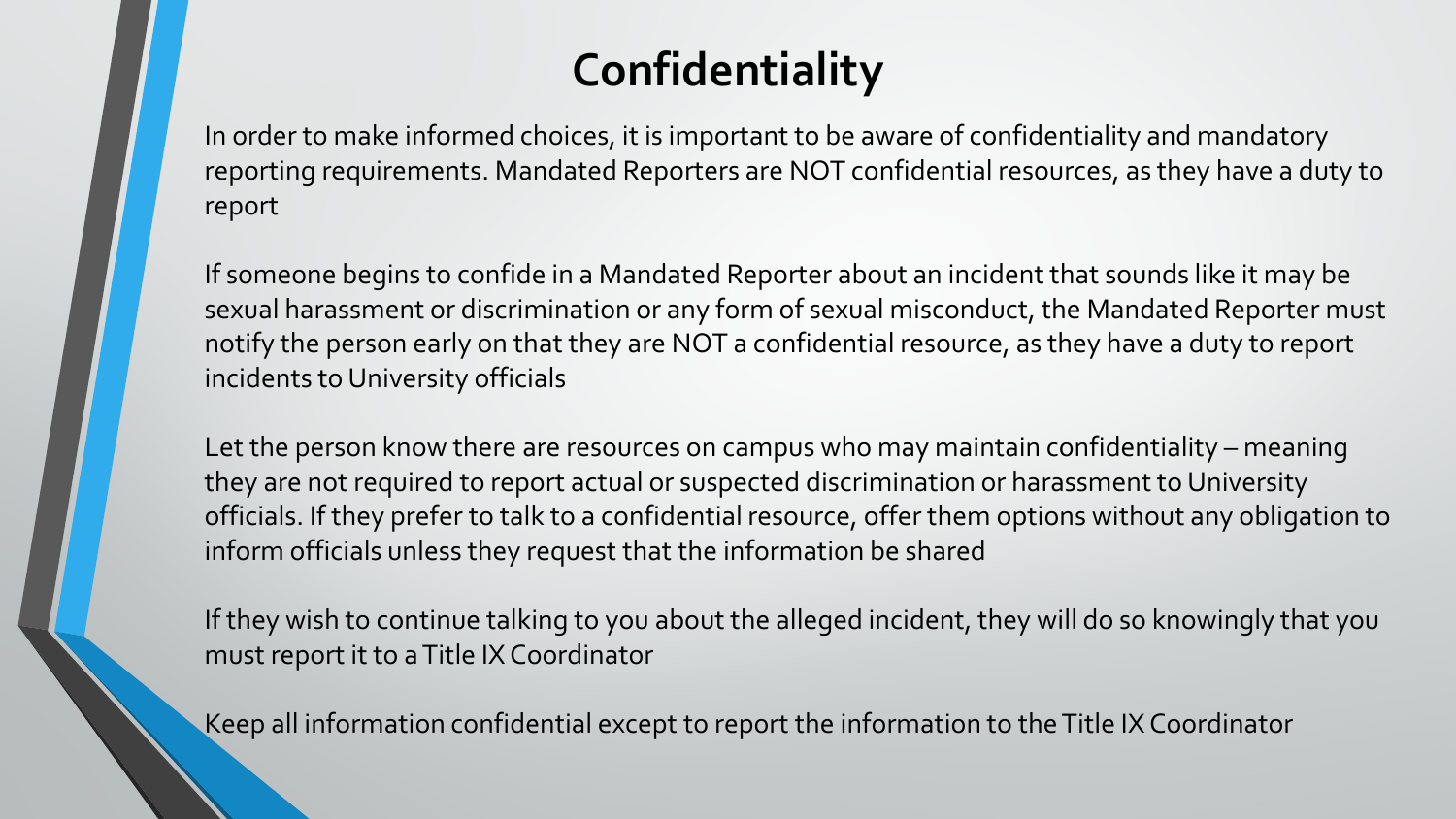# Confidentiality

In order to make informed choices, it is important to be aware of confidentiality and mandatory reporting requirements. Mandated Reporters are NOT confidential resources, as they have a duty to report

If someone begins to confide in a Mandated Reporter about an incident that sounds like it may be sexual harassment or discrimination or any form of sexual misconduct, the Mandated Reporter must notify the person early on that they are NOT a confidential resource, as they have a duty to report incidents to University officials

Let the person know there are resources on campus who may maintain confidentiality – meaning they are not required to report actual or suspected discrimination or harassment to University officials. If they prefer to talk to a confidential resource, offer them options without any obligation to inform officials unless they request that the information be shared

If they wish to continue talking to you about the alleged incident, they will do so knowingly that you must report it to a Title IX Coordinator

Keep all information confidential except to report the information to the Title IX Coordinator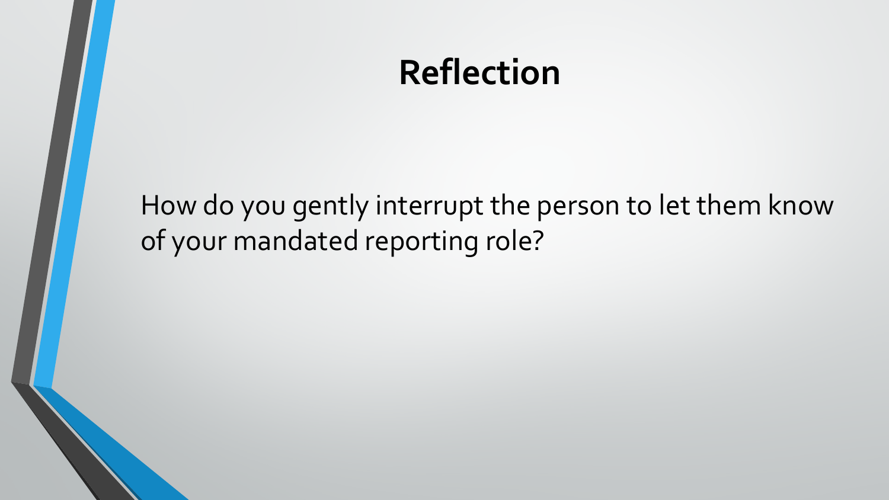# Reflection

How do you gently interrupt the person to let them know of your mandated reporting role?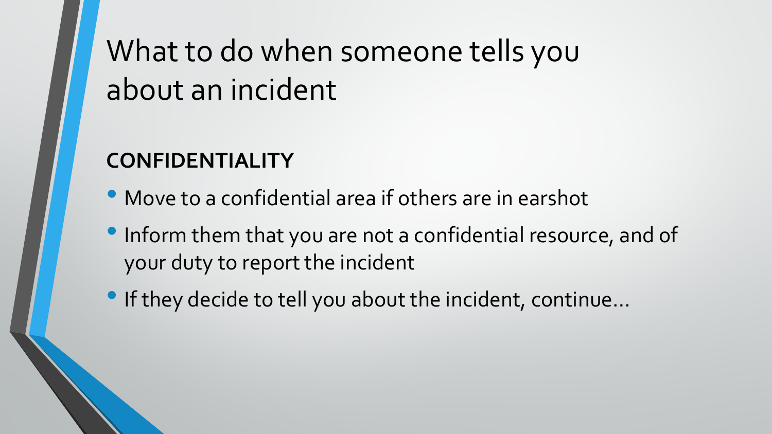# What to do when someone tells you about an incident

**CONFIDENTIALITY**

- Move to a confidential area if others are in earshot
- Inform them that you are not a confidential resource, and of your duty to report the incident
- If they decide to tell you about the incident, continue…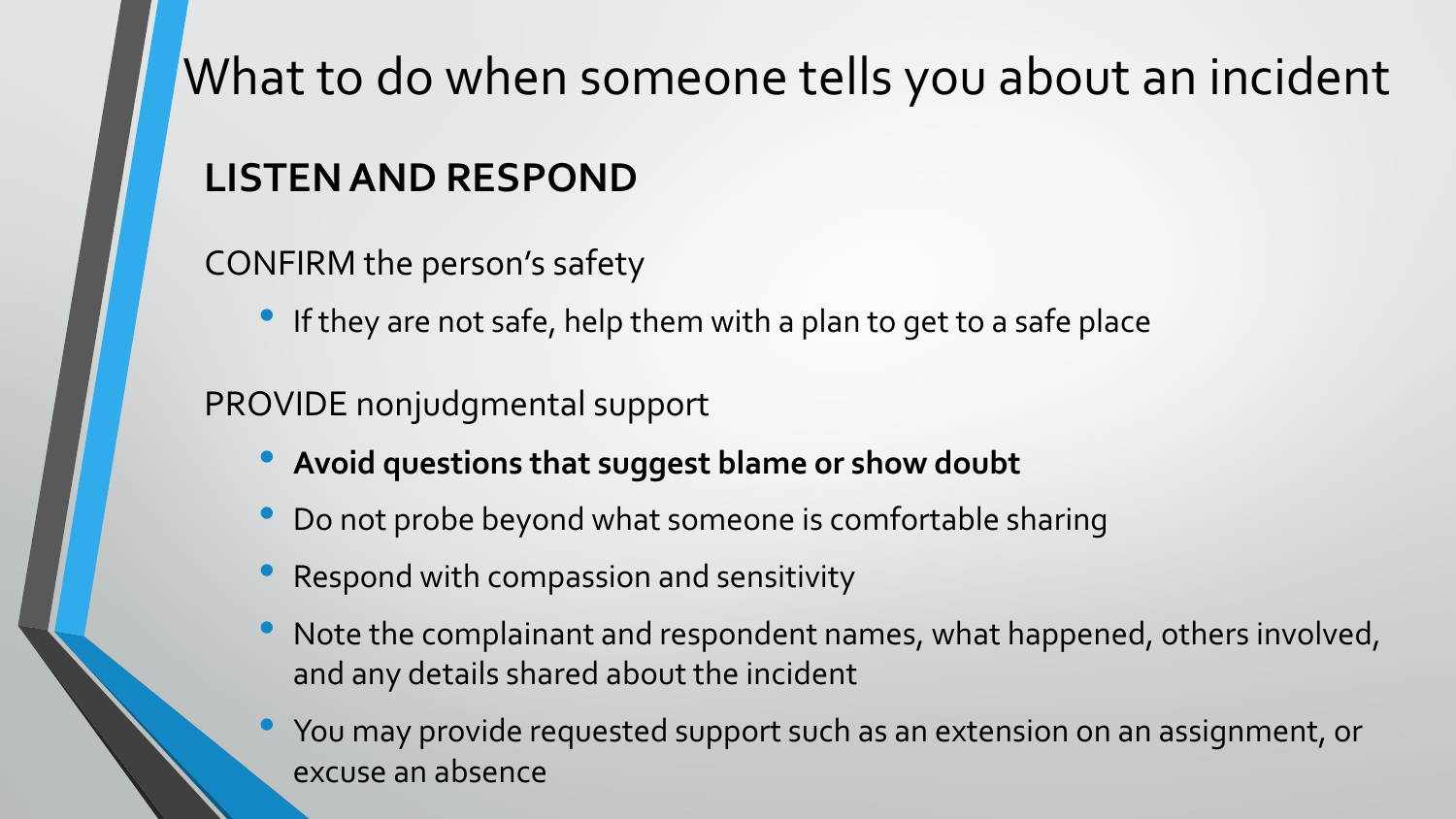# What to do when someone tells you about an incident

## LISTEN AND RESPOND

CONFIRM the person's safety

- If they are not safe, help them with a plan to get to a safe place

PROVIDE nonjudgmental support

- **Avoid questions that suggest blame or show doubt**
- Do not probe beyond what someone is comfortable sharing
- Respond with compassion and sensitivity
- Note the complainant and respondent names, what happened, others involved, and any details shared about the incident
- You may provide requested support such as an extension on an assignment, or excuse an absence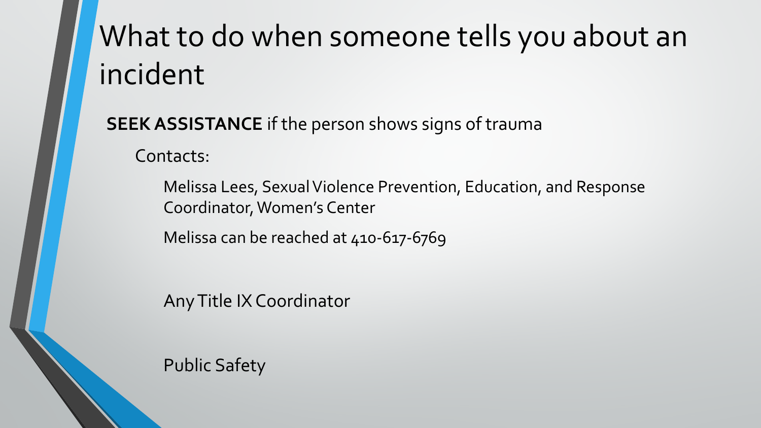# What to do when someone tells you about an incident

**SEEK ASSISTANCE** if the person shows signs of trauma

Contacts:

Melissa Lees, Sexual Violence Prevention, Education, and Response Coordinator, Women's Center

Melissa can be reached at 410-617-6769

Any Title IX Coordinator

Public Safety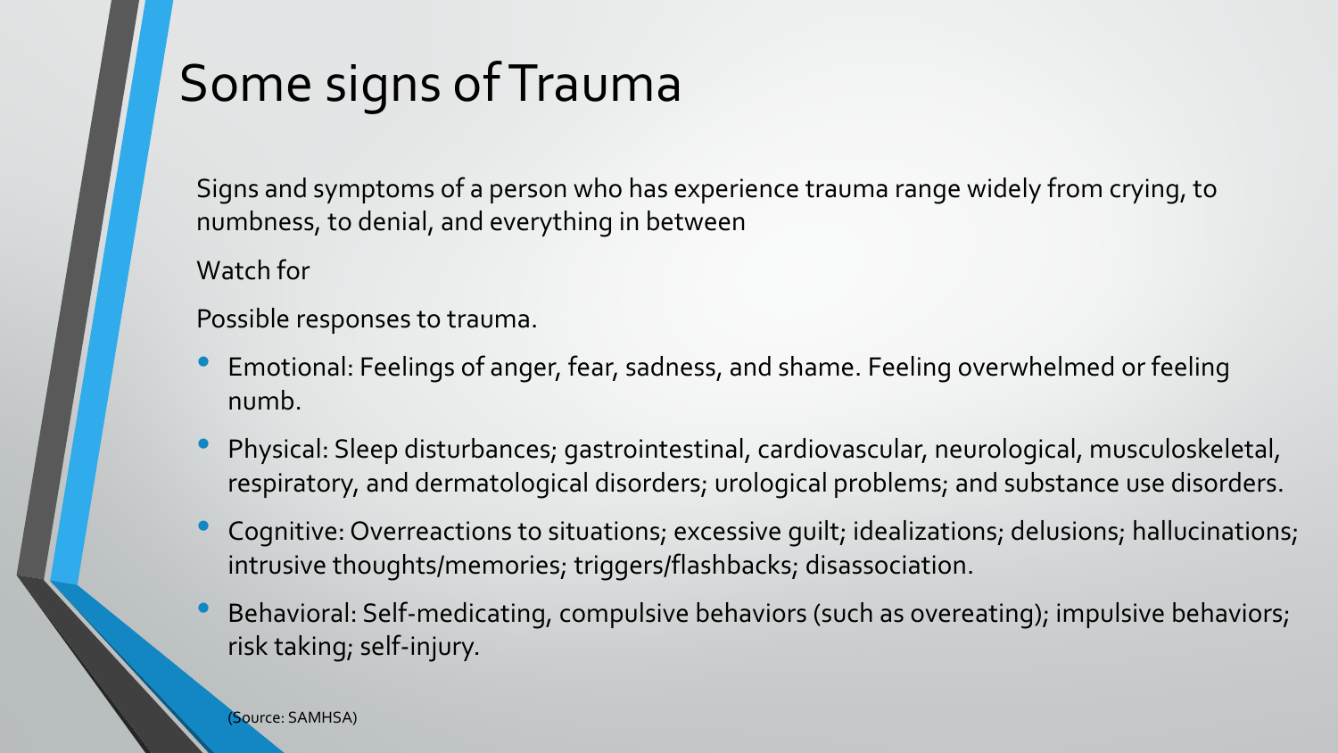# Some signs of Trauma

Signs and symptoms of a person who has experience trauma range widely from crying, to numbness, to denial, and everything in between

Watch for

Possible responses to trauma.

- Emotional: Feelings of anger, fear, sadness, and shame. Feeling overwhelmed or feeling numb.
- Physical: Sleep disturbances; gastrointestinal, cardiovascular, neurological, musculoskeletal, respiratory, and dermatological disorders; urological problems; and substance use disorders.
- Cognitive: Overreactions to situations; excessive guilt; idealizations; delusions; hallucinations; intrusive thoughts/memories; triggers/flashbacks; disassociation.
- Behavioral: Self-medicating, compulsive behaviors (such as overeating); impulsive behaviors; risk taking; self-injury.

(Source: SAMHSA)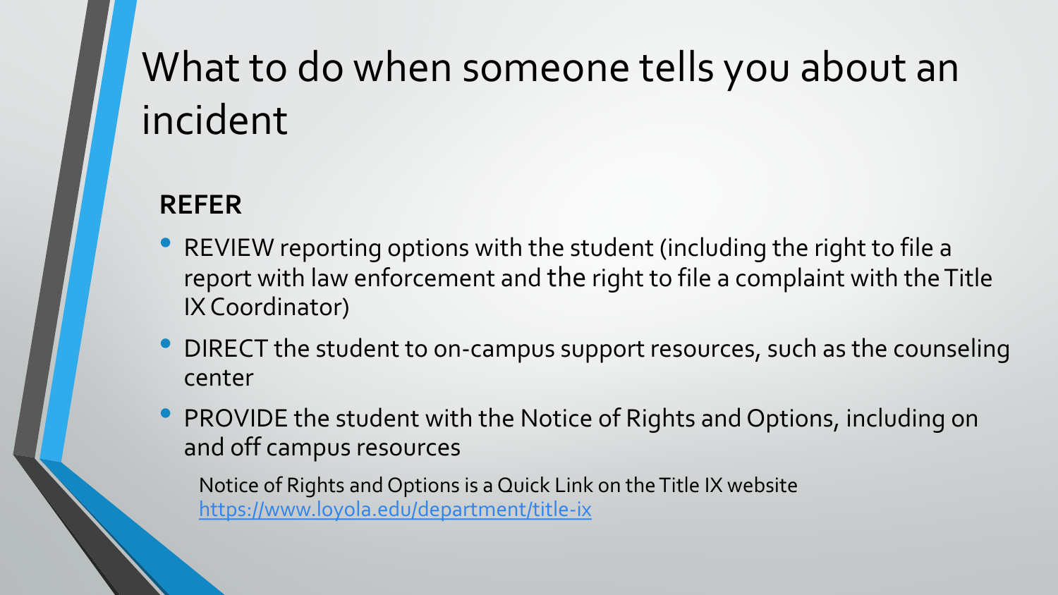# What to do when someone tells you about an incident

**REFER**

- REVIEW reporting options with the student (including the right to file a report with law enforcement and the right to file a complaint with the Title IX Coordinator)
- DIRECT the student to on-campus support resources, such as the counseling center
- PROVIDE the student with the Notice of Rights and Options, including on and off campus resources

  Notice of Rights and Options is a Quick Link on the Title IX website
  https://www.loyola.edu/department/title-ix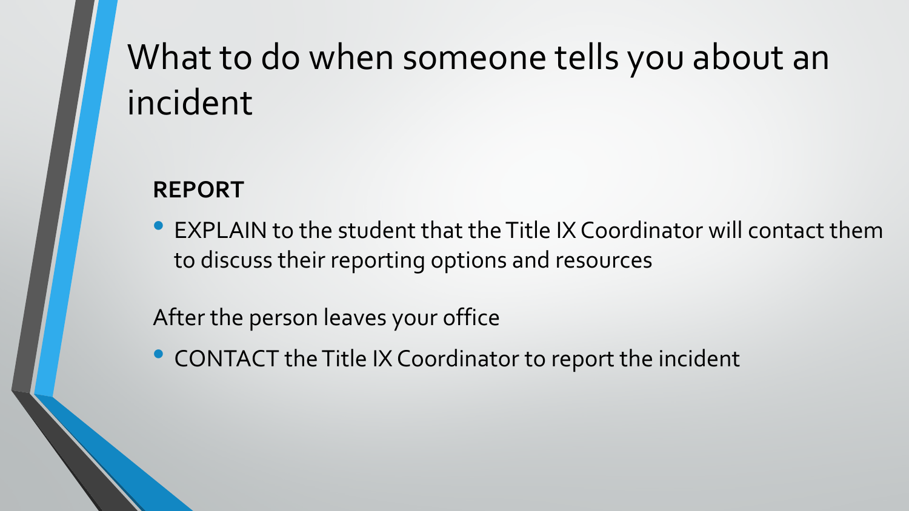# What to do when someone tells you about an incident

**REPORT**

- EXPLAIN to the student that the Title IX Coordinator will contact them to discuss their reporting options and resources

After the person leaves your office

- CONTACT the Title IX Coordinator to report the incident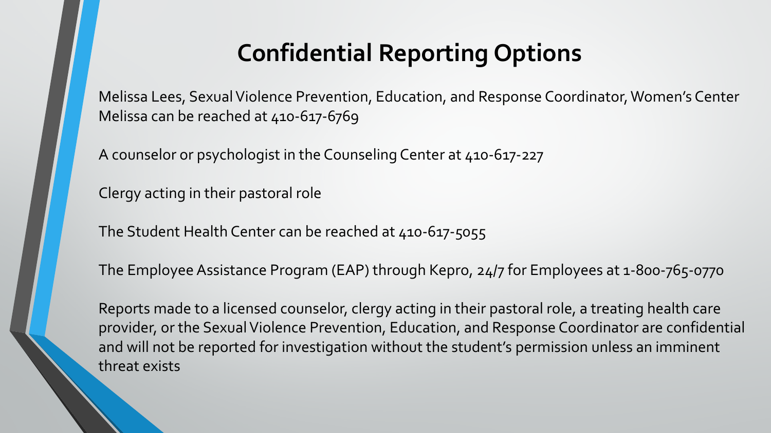# Confidential Reporting Options

Melissa Lees, Sexual Violence Prevention, Education, and Response Coordinator, Women's Center
Melissa can be reached at 410-617-6769

A counselor or psychologist in the Counseling Center at 410-617-227

Clergy acting in their pastoral role

The Student Health Center can be reached at 410-617-5055

The Employee Assistance Program (EAP) through Kepro, 24/7 for Employees at 1-800-765-0770

Reports made to a licensed counselor, clergy acting in their pastoral role, a treating health care provider, or the Sexual Violence Prevention, Education, and Response Coordinator are confidential and will not be reported for investigation without the student's permission unless an imminent threat exists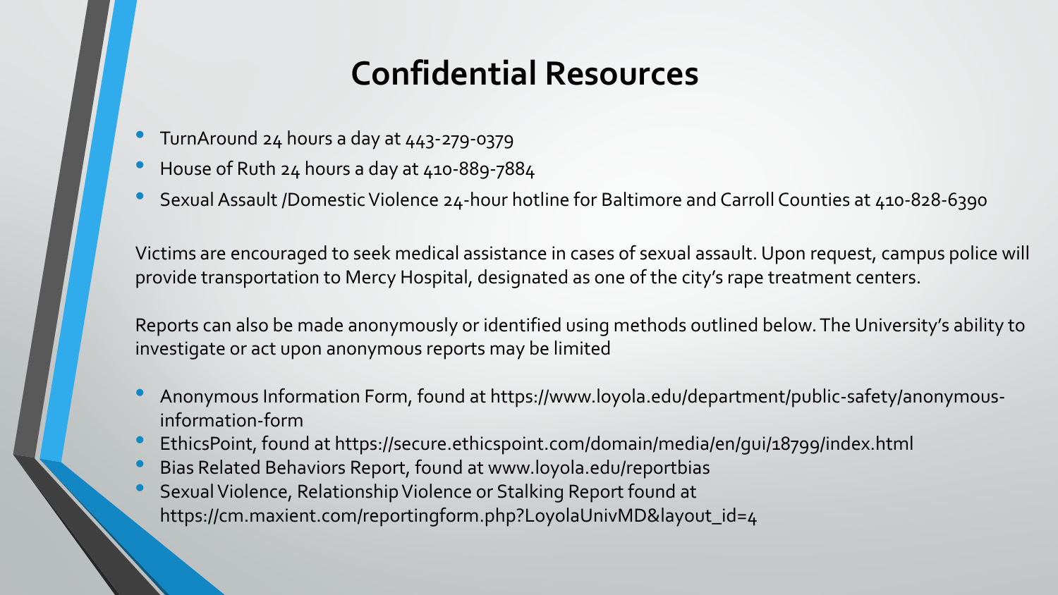# Confidential Resources

- TurnAround 24 hours a day at 443-279-0379
- House of Ruth 24 hours a day at 410-889-7884
- Sexual Assault /Domestic Violence 24-hour hotline for Baltimore and Carroll Counties at 410-828-6390

Victims are encouraged to seek medical assistance in cases of sexual assault. Upon request, campus police will provide transportation to Mercy Hospital, designated as one of the city's rape treatment centers.

Reports can also be made anonymously or identified using methods outlined below. The University's ability to investigate or act upon anonymous reports may be limited

- Anonymous Information Form, found at https://www.loyola.edu/department/public-safety/anonymous-information-form
- EthicsPoint, found at https://secure.ethicspoint.com/domain/media/en/gui/18799/index.html
- Bias Related Behaviors Report, found at www.loyola.edu/reportbias
- Sexual Violence, Relationship Violence or Stalking Report found at https://cm.maxient.com/reportingform.php?LoyolaUnivMD&layout_id=4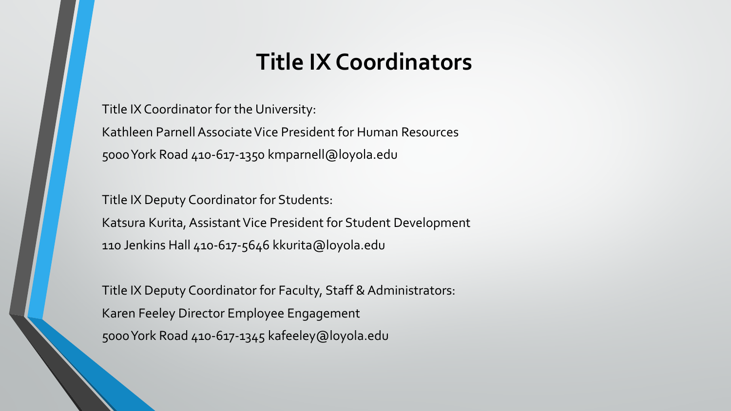# Title IX Coordinators

Title IX Coordinator for the University:
Kathleen Parnell Associate Vice President for Human Resources
5000 York Road 410-617-1350 kmparnell@loyola.edu

Title IX Deputy Coordinator for Students:
Katsura Kurita, Assistant Vice President for Student Development
110 Jenkins Hall 410-617-5646 kkurita@loyola.edu

Title IX Deputy Coordinator for Faculty, Staff & Administrators:
Karen Feeley Director Employee Engagement
5000 York Road 410-617-1345 kafeeley@loyola.edu